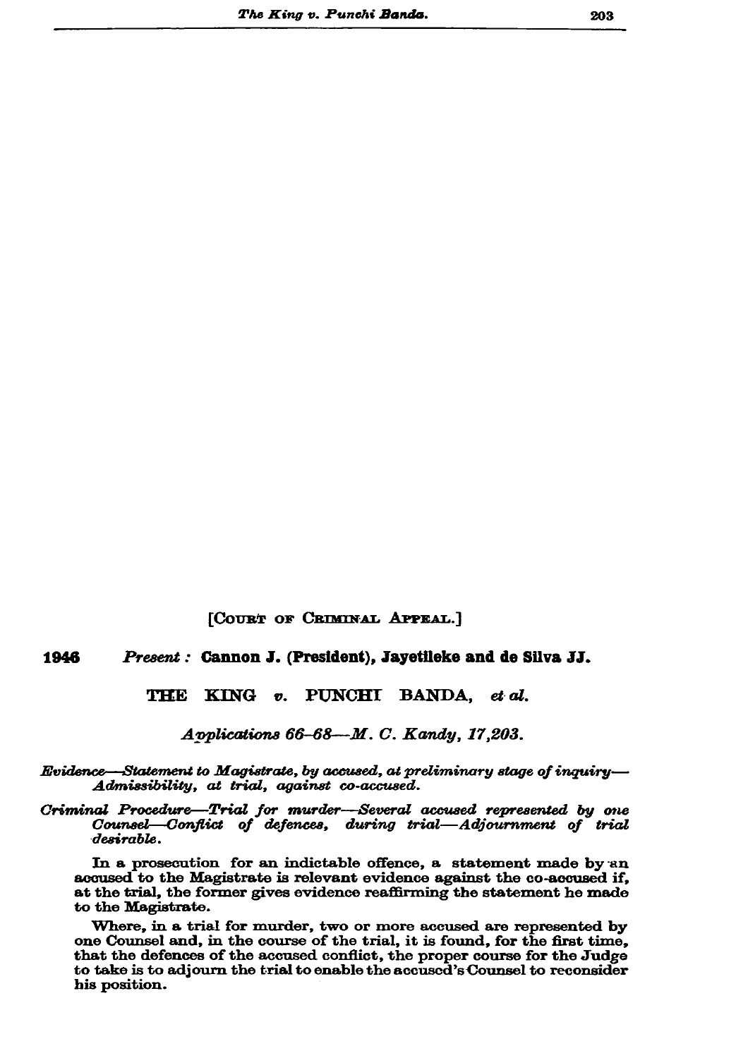[COURT OF CRIMINAL APPEAL.]

**1946** *Present :* **Cannon J. (President), Jayetileke and de Silva JJ.**

# THE KING *v.* PUNCHI BANDA, *et al.*

*Applications 66–68—M. C. Kandy, 17,203.*

*Evidence—Statement to Magistrate, by accused, at preliminary stage of inquiry—Admissibility, at trial, against co-accused.*

*Criminal Procedure—Trial for murder—Several accused represented by one Counsel—Conflict of defences, during trial—Adjournment of trial desirable.*

In a prosecution for an indictable offence, a statement made by an accused to the Magistrate is relevant evidence against the co-accused if, at the trial, the former gives evidence reaffirming the statement he made to the Magistrate.

Where, in a trial for murder, two or more accused are represented by one Counsel and, in the course of the trial, it is found, for the first time, that the defences of the accused conflict, the proper course for the Judge to take is to adjourn the trial to enable the accused's Counsel to reconsider his position.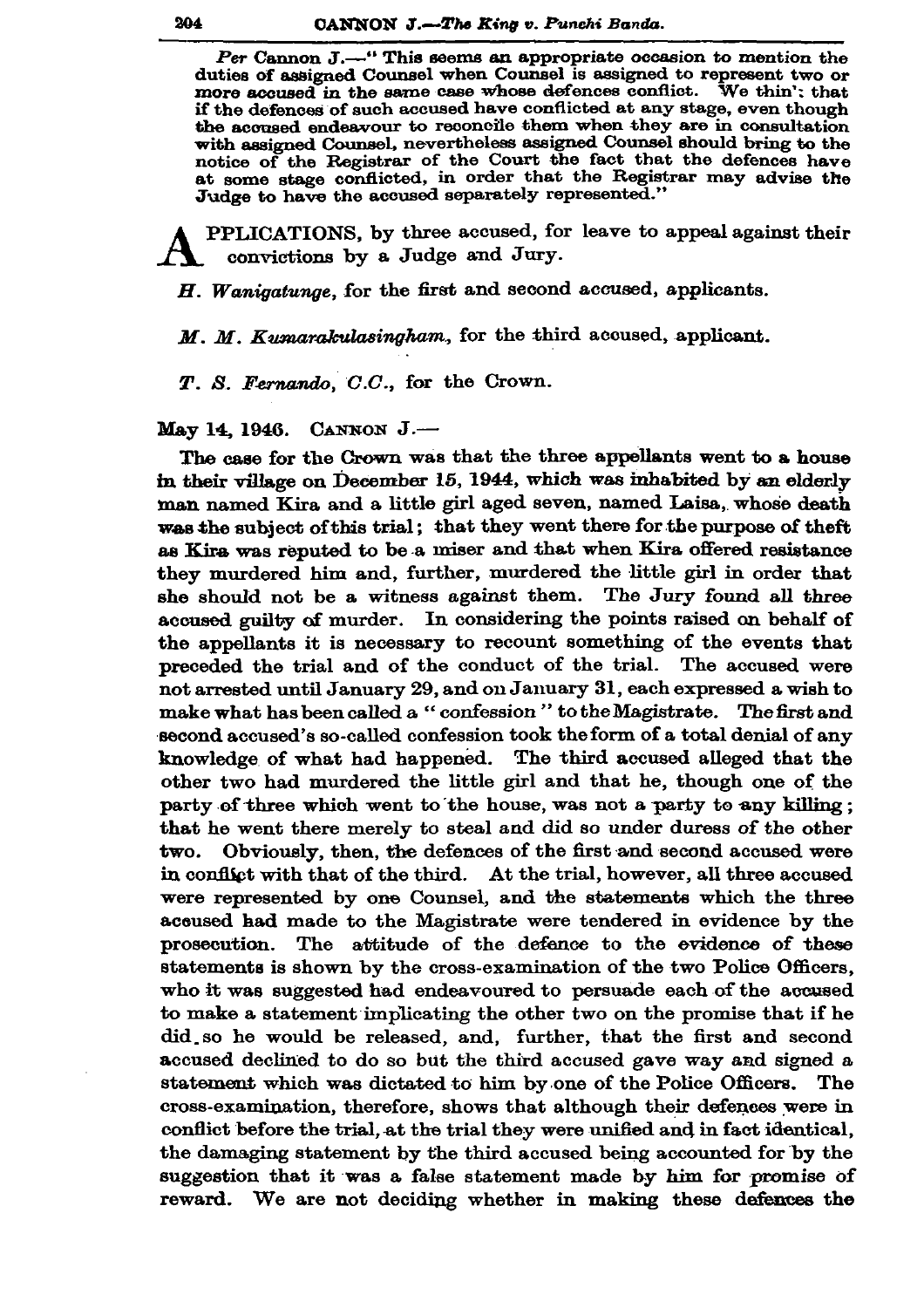*Per* Cannon J.—" This seems an appropriate occasion to mention the duties of assigned Counsel when Counsel is assigned to represent two or more accused in the same case whose defences conflict. We thin': that if the defences of such accused have conflicted at any stage, even though the accused endeavour to reconcile them when they are in consultation with assigned Counsel, nevertheless assigned Counsel should bring to the notice of the Registrar of the Court the fact that the defences have at some stage conflicted, in order that the Registrar may advise the Judge to have the accused separately represented."

APPLICATIONS, by three accused, for leave to appeal against their convictions by a Judge and Jury.

*H. Wanigatunge*, for the first and second accused, applicants.

*M. M. Kumarakulasingham*, for the third accused, applicant.

*T. S. Fernando*, *C.C.*, for the Crown.

May 14, 1946. Cannon J.—

The case for the Crown was that the three appellants went to a house in their village on December 15, 1944, which was inhabited by an elderly man named Kira and a little girl aged seven, named Laisa, whose death was the subject of this trial; that they went there for the purpose of theft as Kira was reputed to be a miser and that when Kira offered resistance they murdered him and, further, murdered the little girl in order that she should not be a witness against them. The Jury found all three accused guilty of murder. In considering the points raised on behalf of the appellants it is necessary to recount something of the events that preceded the trial and of the conduct of the trial. The accused were not arrested until January 29, and on January 31, each expressed a wish to make what has been called a " confession " to the Magistrate. The first and second accused's so-called confession took the form of a total denial of any knowledge of what had happened. The third accused alleged that the other two had murdered the little girl and that he, though one of the party of three which went to the house, was not a party to any killing; that he went there merely to steal and did so under duress of the other two. Obviously, then, the defences of the first and second accused were in conflict with that of the third. At the trial, however, all three accused were represented by one Counsel, and the statements which the three accused had made to the Magistrate were tendered in evidence by the prosecution. The attitude of the defence to the evidence of these statements is shown by the cross-examination of the two Police Officers, who it was suggested had endeavoured to persuade each of the accused to make a statement implicating the other two on the promise that if he did so he would be released, and, further, that the first and second accused declined to do so but the third accused gave way and signed a statement which was dictated to him by one of the Police Officers. The cross-examination, therefore, shows that although their defences were in conflict before the trial, at the trial they were unified and in fact identical, the damaging statement by the third accused being accounted for by the suggestion that it was a false statement made by him for promise of reward. We are not deciding whether in making these defences the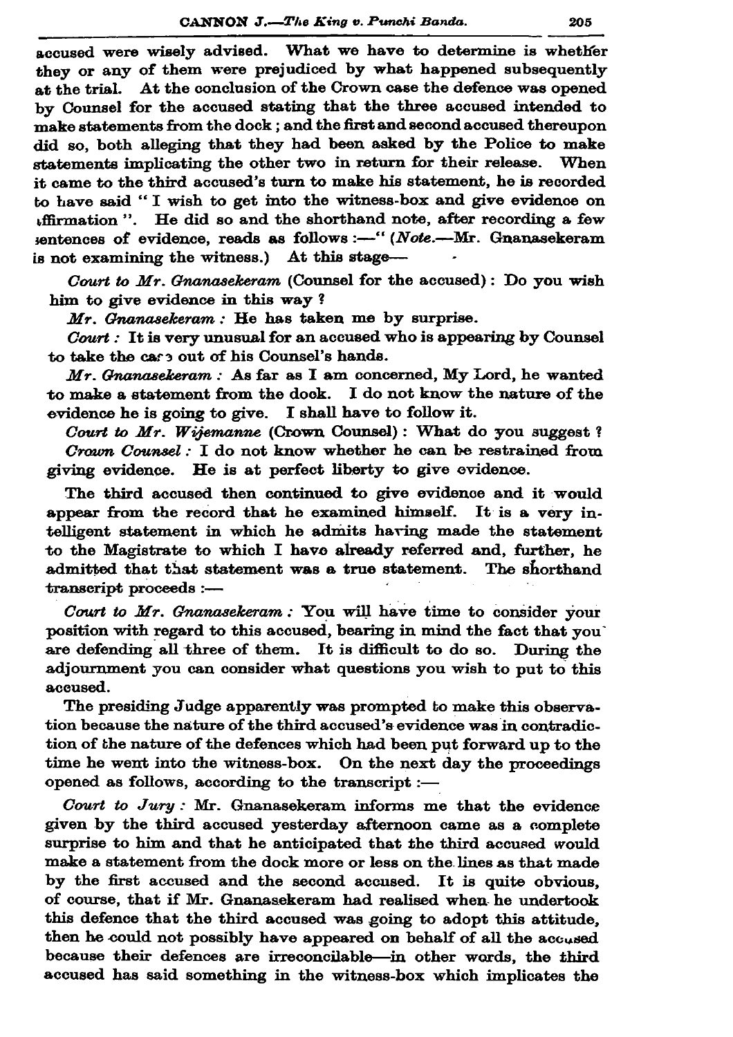accused were wisely advised. What we have to determine is whether they or any of them were prejudiced by what happened subsequently at the trial. At the conclusion of the Crown case the defence was opened by Counsel for the accused stating that the three accused intended to make statements from the dock; and the first and second accused thereupon did so, both alleging that they had been asked by the Police to make statements implicating the other two in return for their release. When it came to the third accused's turn to make his statement, he is recorded to have said " I wish to get into the witness-box and give evidence on affirmation ". He did so and the shorthand note, after recording a few sentences of evidence, reads as follows :—" (*Note.*—Mr. Gnanasekeram is not examining the witness.) At this stage—

*Court to Mr. Gnanasekeram* (Counsel for the accused): Do you wish him to give evidence in this way ?

*Mr. Gnanasekeram :* He has taken me by surprise.

*Court :* It is very unusual for an accused who is appearing by Counsel to take the case out of his Counsel's hands.

*Mr. Gnanasekeram :* As far as I am concerned, My Lord, he wanted to make a statement from the dock. I do not know the nature of the evidence he is going to give. I shall have to follow it.

*Court to Mr. Wijemanne* (Crown Counsel): What do you suggest ?

*Crown Counsel :* I do not know whether he can be restrained from giving evidence. He is at perfect liberty to give evidence.

The third accused then continued to give evidence and it would appear from the record that he examined himself. It is a very intelligent statement in which he admits having made the statement to the Magistrate to which I have already referred and, further, he admitted that that statement was a true statement. The shorthand transcript proceeds :—

*Court to Mr. Gnanasekeram :* You will have time to consider your position with regard to this accused, bearing in mind the fact that you are defending all three of them. It is difficult to do so. During the adjournment you can consider what questions you wish to put to this accused.

The presiding Judge apparently was prompted to make this observation because the nature of the third accused's evidence was in contradiction of the nature of the defences which had been put forward up to the time he went into the witness-box. On the next day the proceedings opened as follows, according to the transcript :—

*Court to Jury :* Mr. Gnanasekeram informs me that the evidence given by the third accused yesterday afternoon came as a complete surprise to him and that he anticipated that the third accused would make a statement from the dock more or less on the lines as that made by the first accused and the second accused. It is quite obvious, of course, that if Mr. Gnanasekeram had realised when he undertook this defence that the third accused was going to adopt this attitude, then he could not possibly have appeared on behalf of all the accused because their defences are irreconcilable—in other words, the third accused has said something in the witness-box which implicates the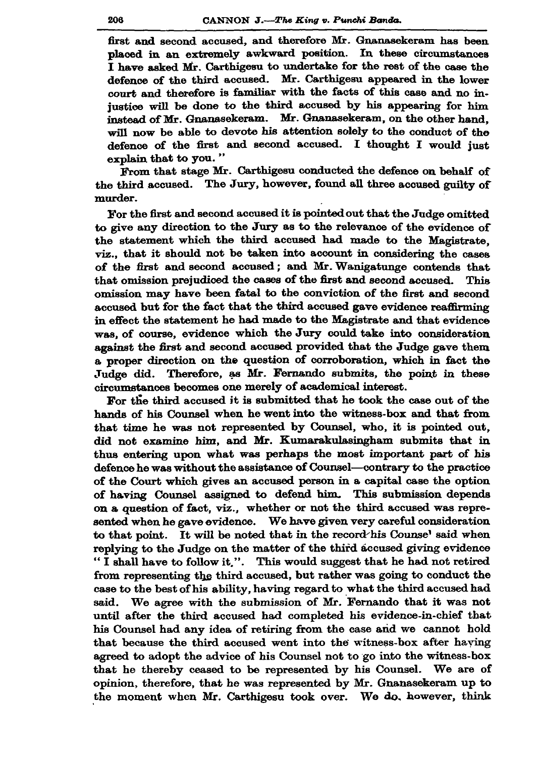first and second accused, and therefore Mr. Gnanasekeram has been placed in an extremely awkward position. In these circumstances I have asked Mr. Carthigesu to undertake for the rest of the case the defence of the third accused. Mr. Carthigesu appeared in the lower court and therefore is familiar with the facts of this case and no injustice will be done to the third accused by his appearing for him instead of Mr. Gnanasekeram. Mr. Gnanasekeram, on the other hand, will now be able to devote his attention solely to the conduct of the defence of the first and second accused. I thought I would just explain that to you."

From that stage Mr. Carthigesu conducted the defence on behalf of the third accused. The Jury, however, found all three accused guilty of murder.

For the first and second accused it is pointed out that the Judge omitted to give any direction to the Jury as to the relevance of the evidence of the statement which the third accused had made to the Magistrate, viz., that it should not be taken into account in considering the cases of the first and second accused; and Mr. Wanigatunge contends that that omission prejudiced the cases of the first and second accused. This omission may have been fatal to the conviction of the first and second accused but for the fact that the third accused gave evidence reaffirming in effect the statement he had made to the Magistrate and that evidence was, of course, evidence which the Jury could take into consideration against the first and second accused provided that the Judge gave them a proper direction on the question of corroboration, which in fact the Judge did. Therefore, as Mr. Fernando submits, the point in these circumstances becomes one merely of academical interest.

For the third accused it is submitted that he took the case out of the hands of his Counsel when he went into the witness-box and that from that time he was not represented by Counsel, who, it is pointed out, did not examine him, and Mr. Kumarakulasingham submits that in thus entering upon what was perhaps the most important part of his defence he was without the assistance of Counsel—contrary to the practice of the Court which gives an accused person in a capital case the option of having Counsel assigned to defend him. This submission depends on a question of fact, viz., whether or not the third accused was represented when he gave evidence. We have given very careful consideration to that point. It will be noted that in the record his Counsel said when replying to the Judge on the matter of the third accused giving evidence "I shall have to follow it.". This would suggest that he had not retired from representing the third accused, but rather was going to conduct the case to the best of his ability, having regard to what the third accused had said. We agree with the submission of Mr. Fernando that it was not until after the third accused had completed his evidence-in-chief that his Counsel had any idea of retiring from the case and we cannot hold that because the third accused went into the witness-box after having agreed to adopt the advice of his Counsel not to go into the witness-box that he thereby ceased to be represented by his Counsel. We are of opinion, therefore, that he was represented by Mr. Gnanasekeram up to the moment when Mr. Carthigesu took over. We do, however, think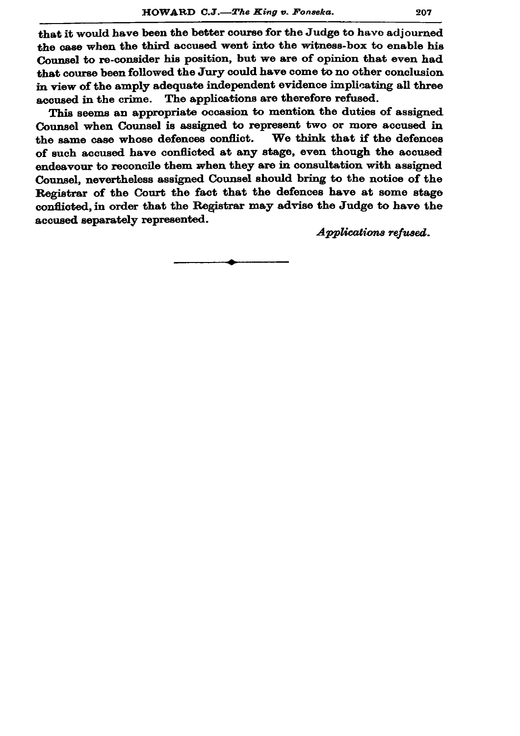that it would have been the better course for the Judge to have adjourned the case when the third accused went into the witness-box to enable his Counsel to re-consider his position, but we are of opinion that even had that course been followed the Jury could have come to no other conclusion in view of the amply adequate independent evidence implicating all three accused in the crime. The applications are therefore refused.

This seems an appropriate occasion to mention the duties of assigned Counsel when Counsel is assigned to represent two or more accused in the same case whose defences conflict. We think that if the defences of such accused have conflicted at any stage, even though the accused endeavour to reconcile them when they are in consultation with assigned Counsel, nevertheless assigned Counsel should bring to the notice of the Registrar of the Court the fact that the defences have at some stage conflicted, in order that the Registrar may advise the Judge to have the accused separately represented.

*Applications refused.*